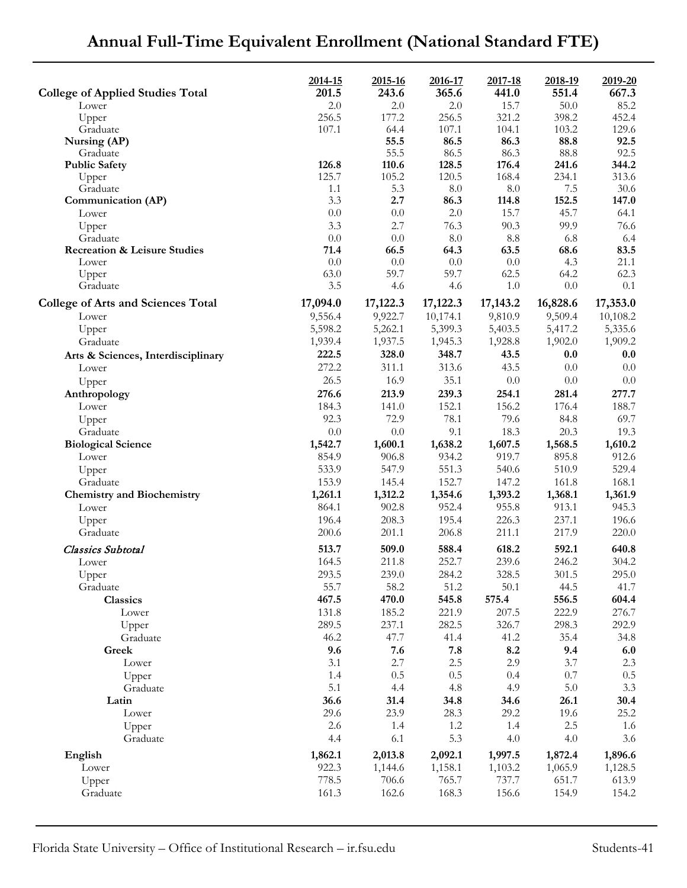# Annual Full-Time Equivalent Enrollment (National Standard FTE)

| | 2014-15 | 2015-16 | 2016-17 | 2017-18 | 2018-19 | 2019-20 |
|---|---|---|---|---|---|---|
| **College of Applied Studies Total** | **201.5** | **243.6** | **365.6** | **441.0** | **551.4** | **667.3** |
| Lower | 2.0 | 2.0 | 2.0 | 15.7 | 50.0 | 85.2 |
| Upper | 256.5 | 177.2 | 256.5 | 321.2 | 398.2 | 452.4 |
| Graduate | 107.1 | 64.4 | 107.1 | 104.1 | 103.2 | 129.6 |
| **Nursing (AP)** | | **55.5** | **86.5** | **86.3** | **88.8** | **92.5** |
| Graduate | | 55.5 | 86.5 | 86.3 | 88.8 | 92.5 |
| **Public Safety** | **126.8** | **110.6** | **128.5** | **176.4** | **241.6** | **344.2** |
| Upper | 125.7 | 105.2 | 120.5 | 168.4 | 234.1 | 313.6 |
| Graduate | 1.1 | 5.3 | 8.0 | 8.0 | 7.5 | 30.6 |
| **Communication (AP)** | 3.3 | **2.7** | **86.3** | **114.8** | **152.5** | **147.0** |
| Lower | 0.0 | 0.0 | 2.0 | 15.7 | 45.7 | 64.1 |
| Upper | 3.3 | 2.7 | 76.3 | 90.3 | 99.9 | 76.6 |
| Graduate | 0.0 | 0.0 | 8.0 | 8.8 | 6.8 | 6.4 |
| **Recreation & Leisure Studies** | **71.4** | **66.5** | **64.3** | **63.5** | **68.6** | **83.5** |
| Lower | 0.0 | 0.0 | 0.0 | 0.0 | 4.3 | 21.1 |
| Upper | 63.0 | 59.7 | 59.7 | 62.5 | 64.2 | 62.3 |
| Graduate | 3.5 | 4.6 | 4.6 | 1.0 | 0.0 | 0.1 |
| **College of Arts and Sciences Total** | **17,094.0** | **17,122.3** | **17,122.3** | **17,143.2** | **16,828.6** | **17,353.0** |
| Lower | 9,556.4 | 9,922.7 | 10,174.1 | 9,810.9 | 9,509.4 | 10,108.2 |
| Upper | 5,598.2 | 5,262.1 | 5,399.3 | 5,403.5 | 5,417.2 | 5,335.6 |
| Graduate | 1,939.4 | 1,937.5 | 1,945.3 | 1,928.8 | 1,902.0 | 1,909.2 |
| **Arts & Sciences, Interdisciplinary** | **222.5** | **328.0** | **348.7** | **43.5** | **0.0** | **0.0** |
| Lower | 272.2 | 311.1 | 313.6 | 43.5 | 0.0 | 0.0 |
| Upper | 26.5 | 16.9 | 35.1 | 0.0 | 0.0 | 0.0 |
| **Anthropology** | **276.6** | **213.9** | **239.3** | **254.1** | **281.4** | **277.7** |
| Lower | 184.3 | 141.0 | 152.1 | 156.2 | 176.4 | 188.7 |
| Upper | 92.3 | 72.9 | 78.1 | 79.6 | 84.8 | 69.7 |
| Graduate | 0.0 | 0.0 | 9.1 | 18.3 | 20.3 | 19.3 |
| **Biological Science** | **1,542.7** | **1,600.1** | **1,638.2** | **1,607.5** | **1,568.5** | **1,610.2** |
| Lower | 854.9 | 906.8 | 934.2 | 919.7 | 895.8 | 912.6 |
| Upper | 533.9 | 547.9 | 551.3 | 540.6 | 510.9 | 529.4 |
| Graduate | 153.9 | 145.4 | 152.7 | 147.2 | 161.8 | 168.1 |
| **Chemistry and Biochemistry** | **1,261.1** | **1,312.2** | **1,354.6** | **1,393.2** | **1,368.1** | **1,361.9** |
| Lower | 864.1 | 902.8 | 952.4 | 955.8 | 913.1 | 945.3 |
| Upper | 196.4 | 208.3 | 195.4 | 226.3 | 237.1 | 196.6 |
| Graduate | 200.6 | 201.1 | 206.8 | 211.1 | 217.9 | 220.0 |
| *Classics Subtotal* | **513.7** | **509.0** | **588.4** | **618.2** | **592.1** | **640.8** |
| Lower | 164.5 | 211.8 | 252.7 | 239.6 | 246.2 | 304.2 |
| Upper | 293.5 | 239.0 | 284.2 | 328.5 | 301.5 | 295.0 |
| Graduate | 55.7 | 58.2 | 51.2 | 50.1 | 44.5 | 41.7 |
| **Classics** | **467.5** | **470.0** | **545.8** | **575.4** | **556.5** | **604.4** |
| Lower | 131.8 | 185.2 | 221.9 | 207.5 | 222.9 | 276.7 |
| Upper | 289.5 | 237.1 | 282.5 | 326.7 | 298.3 | 292.9 |
| Graduate | 46.2 | 47.7 | 41.4 | 41.2 | 35.4 | 34.8 |
| **Greek** | **9.6** | **7.6** | **7.8** | **8.2** | **9.4** | **6.0** |
| Lower | 3.1 | 2.7 | 2.5 | 2.9 | 3.7 | 2.3 |
| Upper | 1.4 | 0.5 | 0.5 | 0.4 | 0.7 | 0.5 |
| Graduate | 5.1 | 4.4 | 4.8 | 4.9 | 5.0 | 3.3 |
| **Latin** | **36.6** | **31.4** | **34.8** | **34.6** | **26.1** | **30.4** |
| Lower | 29.6 | 23.9 | 28.3 | 29.2 | 19.6 | 25.2 |
| Upper | 2.6 | 1.4 | 1.2 | 1.4 | 2.5 | 1.6 |
| Graduate | 4.4 | 6.1 | 5.3 | 4.0 | 4.0 | 3.6 |
| **English** | **1,862.1** | **2,013.8** | **2,092.1** | **1,997.5** | **1,872.4** | **1,896.6** |
| Lower | 922.3 | 1,144.6 | 1,158.1 | 1,103.2 | 1,065.9 | 1,128.5 |
| Upper | 778.5 | 706.6 | 765.7 | 737.7 | 651.7 | 613.9 |
| Graduate | 161.3 | 162.6 | 168.3 | 156.6 | 154.9 | 154.2 |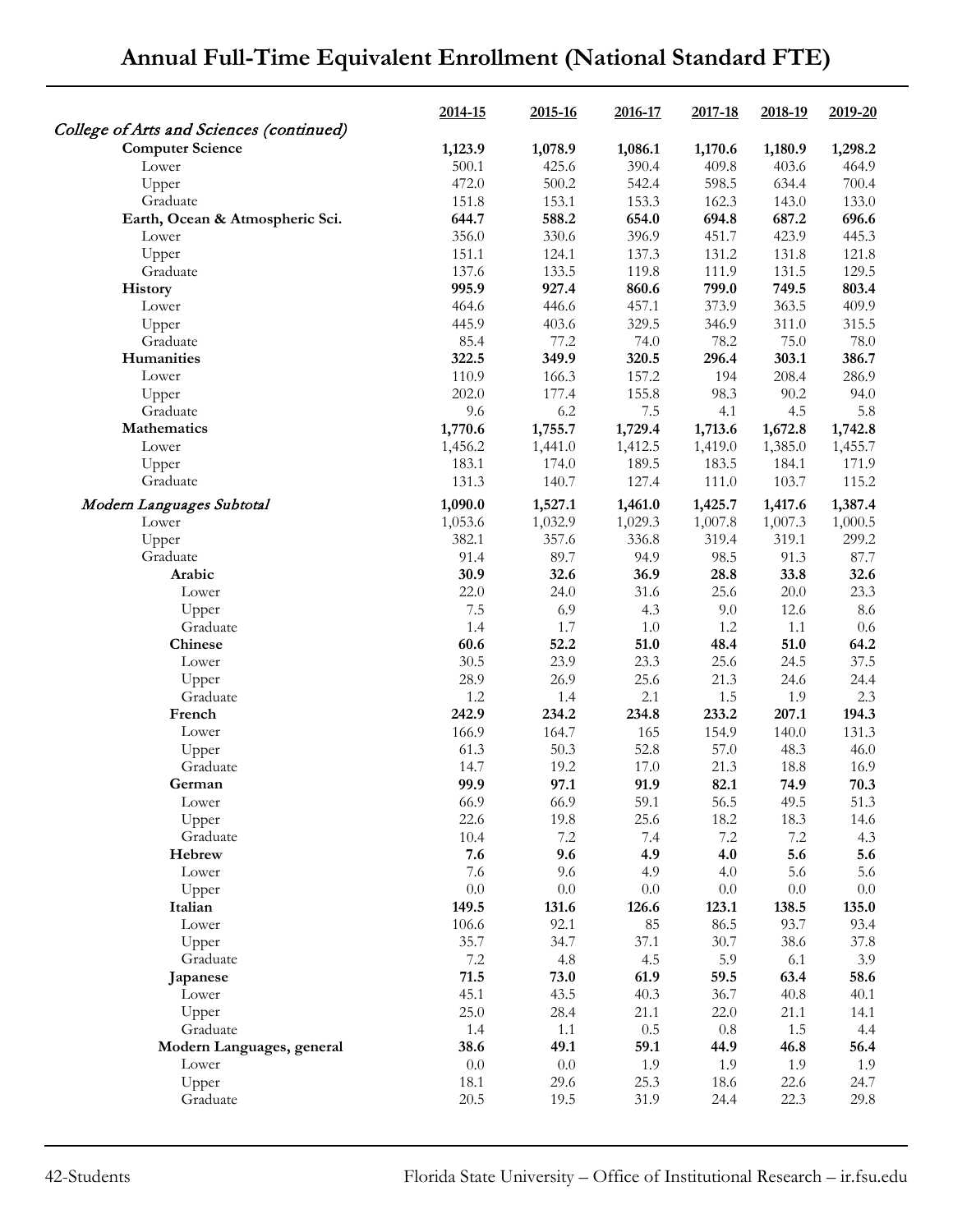# Annual Full-Time Equivalent Enrollment (National Standard FTE)

| | 2014-15 | 2015-16 | 2016-17 | 2017-18 | 2018-19 | 2019-20 |
|---|---|---|---|---|---|---|
| *College of Arts and Sciences (continued)* | | | | | | |
| **Computer Science** | **1,123.9** | **1,078.9** | **1,086.1** | **1,170.6** | **1,180.9** | **1,298.2** |
| Lower | 500.1 | 425.6 | 390.4 | 409.8 | 403.6 | 464.9 |
| Upper | 472.0 | 500.2 | 542.4 | 598.5 | 634.4 | 700.4 |
| Graduate | 151.8 | 153.1 | 153.3 | 162.3 | 143.0 | 133.0 |
| **Earth, Ocean & Atmospheric Sci.** | **644.7** | **588.2** | **654.0** | **694.8** | **687.2** | **696.6** |
| Lower | 356.0 | 330.6 | 396.9 | 451.7 | 423.9 | 445.3 |
| Upper | 151.1 | 124.1 | 137.3 | 131.2 | 131.8 | 121.8 |
| Graduate | 137.6 | 133.5 | 119.8 | 111.9 | 131.5 | 129.5 |
| **History** | **995.9** | **927.4** | **860.6** | **799.0** | **749.5** | **803.4** |
| Lower | 464.6 | 446.6 | 457.1 | 373.9 | 363.5 | 409.9 |
| Upper | 445.9 | 403.6 | 329.5 | 346.9 | 311.0 | 315.5 |
| Graduate | 85.4 | 77.2 | 74.0 | 78.2 | 75.0 | 78.0 |
| **Humanities** | **322.5** | **349.9** | **320.5** | **296.4** | **303.1** | **386.7** |
| Lower | 110.9 | 166.3 | 157.2 | 194 | 208.4 | 286.9 |
| Upper | 202.0 | 177.4 | 155.8 | 98.3 | 90.2 | 94.0 |
| Graduate | 9.6 | 6.2 | 7.5 | 4.1 | 4.5 | 5.8 |
| **Mathematics** | **1,770.6** | **1,755.7** | **1,729.4** | **1,713.6** | **1,672.8** | **1,742.8** |
| Lower | 1,456.2 | 1,441.0 | 1,412.5 | 1,419.0 | 1,385.0 | 1,455.7 |
| Upper | 183.1 | 174.0 | 189.5 | 183.5 | 184.1 | 171.9 |
| Graduate | 131.3 | 140.7 | 127.4 | 111.0 | 103.7 | 115.2 |
| ***Modern Languages Subtotal*** | **1,090.0** | **1,527.1** | **1,461.0** | **1,425.7** | **1,417.6** | **1,387.4** |
| Lower | 1,053.6 | 1,032.9 | 1,029.3 | 1,007.8 | 1,007.3 | 1,000.5 |
| Upper | 382.1 | 357.6 | 336.8 | 319.4 | 319.1 | 299.2 |
| Graduate | 91.4 | 89.7 | 94.9 | 98.5 | 91.3 | 87.7 |
| **Arabic** | **30.9** | **32.6** | **36.9** | **28.8** | **33.8** | **32.6** |
| Lower | 22.0 | 24.0 | 31.6 | 25.6 | 20.0 | 23.3 |
| Upper | 7.5 | 6.9 | 4.3 | 9.0 | 12.6 | 8.6 |
| Graduate | 1.4 | 1.7 | 1.0 | 1.2 | 1.1 | 0.6 |
| **Chinese** | **60.6** | **52.2** | **51.0** | **48.4** | **51.0** | **64.2** |
| Lower | 30.5 | 23.9 | 23.3 | 25.6 | 24.5 | 37.5 |
| Upper | 28.9 | 26.9 | 25.6 | 21.3 | 24.6 | 24.4 |
| Graduate | 1.2 | 1.4 | 2.1 | 1.5 | 1.9 | 2.3 |
| **French** | **242.9** | **234.2** | **234.8** | **233.2** | **207.1** | **194.3** |
| Lower | 166.9 | 164.7 | 165 | 154.9 | 140.0 | 131.3 |
| Upper | 61.3 | 50.3 | 52.8 | 57.0 | 48.3 | 46.0 |
| Graduate | 14.7 | 19.2 | 17.0 | 21.3 | 18.8 | 16.9 |
| **German** | **99.9** | **97.1** | **91.9** | **82.1** | **74.9** | **70.3** |
| Lower | 66.9 | 66.9 | 59.1 | 56.5 | 49.5 | 51.3 |
| Upper | 22.6 | 19.8 | 25.6 | 18.2 | 18.3 | 14.6 |
| Graduate | 10.4 | 7.2 | 7.4 | 7.2 | 7.2 | 4.3 |
| **Hebrew** | **7.6** | **9.6** | **4.9** | **4.0** | **5.6** | **5.6** |
| Lower | 7.6 | 9.6 | 4.9 | 4.0 | 5.6 | 5.6 |
| Upper | 0.0 | 0.0 | 0.0 | 0.0 | 0.0 | 0.0 |
| **Italian** | **149.5** | **131.6** | **126.6** | **123.1** | **138.5** | **135.0** |
| Lower | 106.6 | 92.1 | 85 | 86.5 | 93.7 | 93.4 |
| Upper | 35.7 | 34.7 | 37.1 | 30.7 | 38.6 | 37.8 |
| Graduate | 7.2 | 4.8 | 4.5 | 5.9 | 6.1 | 3.9 |
| **Japanese** | **71.5** | **73.0** | **61.9** | **59.5** | **63.4** | **58.6** |
| Lower | 45.1 | 43.5 | 40.3 | 36.7 | 40.8 | 40.1 |
| Upper | 25.0 | 28.4 | 21.1 | 22.0 | 21.1 | 14.1 |
| Graduate | 1.4 | 1.1 | 0.5 | 0.8 | 1.5 | 4.4 |
| **Modern Languages, general** | **38.6** | **49.1** | **59.1** | **44.9** | **46.8** | **56.4** |
| Lower | 0.0 | 0.0 | 1.9 | 1.9 | 1.9 | 1.9 |
| Upper | 18.1 | 29.6 | 25.3 | 18.6 | 22.6 | 24.7 |
| Graduate | 20.5 | 19.5 | 31.9 | 24.4 | 22.3 | 29.8 |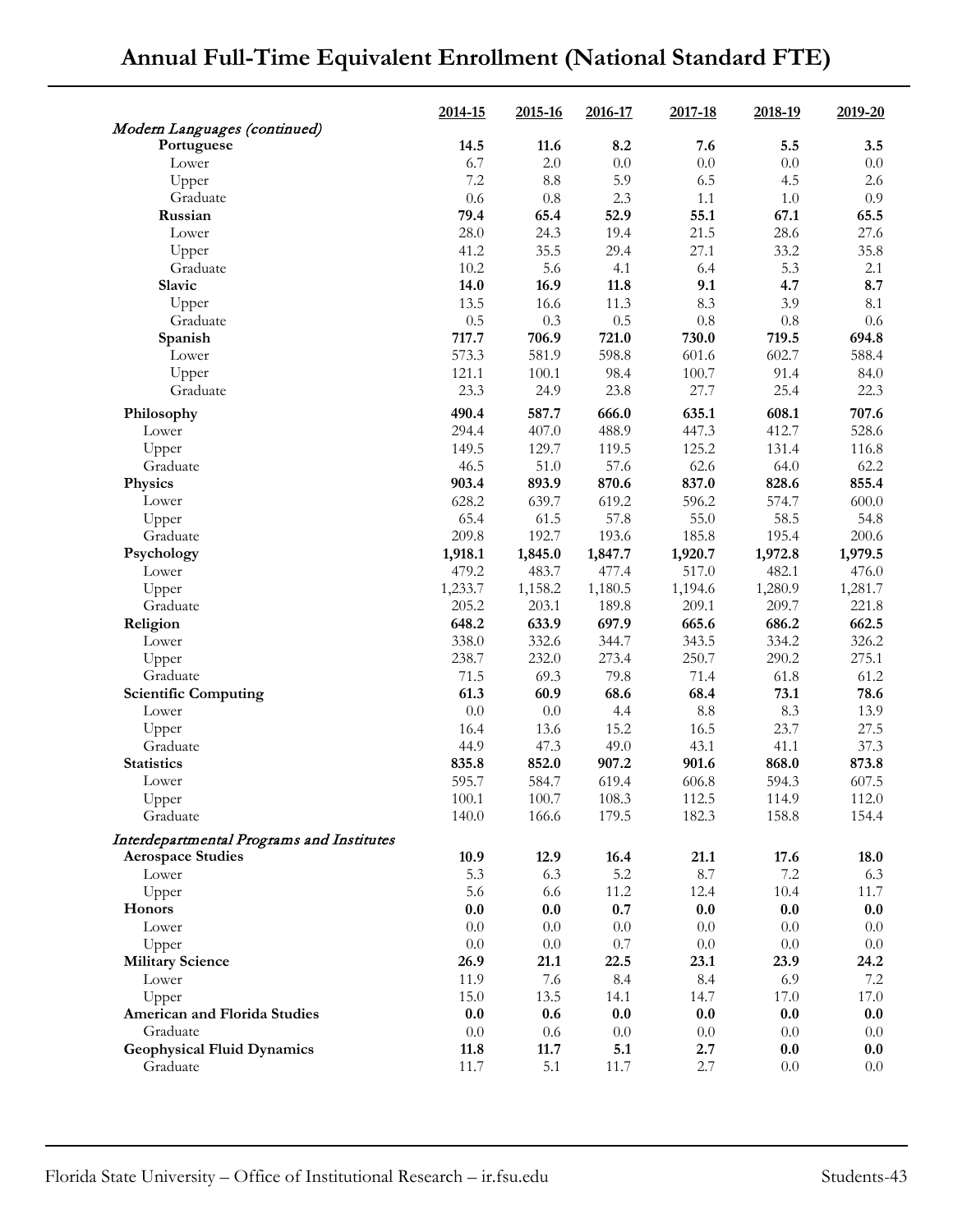# Annual Full-Time Equivalent Enrollment (National Standard FTE)

| | 2014-15 | 2015-16 | 2016-17 | 2017-18 | 2018-19 | 2019-20 |
|---|---|---|---|---|---|---|
| *Modern Languages (continued)* | | | | | | |
| **Portuguese** | **14.5** | **11.6** | **8.2** | **7.6** | **5.5** | **3.5** |
| Lower | 6.7 | 2.0 | 0.0 | 0.0 | 0.0 | 0.0 |
| Upper | 7.2 | 8.8 | 5.9 | 6.5 | 4.5 | 2.6 |
| Graduate | 0.6 | 0.8 | 2.3 | 1.1 | 1.0 | 0.9 |
| **Russian** | **79.4** | **65.4** | **52.9** | **55.1** | **67.1** | **65.5** |
| Lower | 28.0 | 24.3 | 19.4 | 21.5 | 28.6 | 27.6 |
| Upper | 41.2 | 35.5 | 29.4 | 27.1 | 33.2 | 35.8 |
| Graduate | 10.2 | 5.6 | 4.1 | 6.4 | 5.3 | 2.1 |
| **Slavic** | **14.0** | **16.9** | **11.8** | **9.1** | **4.7** | **8.7** |
| Upper | 13.5 | 16.6 | 11.3 | 8.3 | 3.9 | 8.1 |
| Graduate | 0.5 | 0.3 | 0.5 | 0.8 | 0.8 | 0.6 |
| **Spanish** | **717.7** | **706.9** | **721.0** | **730.0** | **719.5** | **694.8** |
| Lower | 573.3 | 581.9 | 598.8 | 601.6 | 602.7 | 588.4 |
| Upper | 121.1 | 100.1 | 98.4 | 100.7 | 91.4 | 84.0 |
| Graduate | 23.3 | 24.9 | 23.8 | 27.7 | 25.4 | 22.3 |
| **Philosophy** | **490.4** | **587.7** | **666.0** | **635.1** | **608.1** | **707.6** |
| Lower | 294.4 | 407.0 | 488.9 | 447.3 | 412.7 | 528.6 |
| Upper | 149.5 | 129.7 | 119.5 | 125.2 | 131.4 | 116.8 |
| Graduate | 46.5 | 51.0 | 57.6 | 62.6 | 64.0 | 62.2 |
| **Physics** | **903.4** | **893.9** | **870.6** | **837.0** | **828.6** | **855.4** |
| Lower | 628.2 | 639.7 | 619.2 | 596.2 | 574.7 | 600.0 |
| Upper | 65.4 | 61.5 | 57.8 | 55.0 | 58.5 | 54.8 |
| Graduate | 209.8 | 192.7 | 193.6 | 185.8 | 195.4 | 200.6 |
| **Psychology** | **1,918.1** | **1,845.0** | **1,847.7** | **1,920.7** | **1,972.8** | **1,979.5** |
| Lower | 479.2 | 483.7 | 477.4 | 517.0 | 482.1 | 476.0 |
| Upper | 1,233.7 | 1,158.2 | 1,180.5 | 1,194.6 | 1,280.9 | 1,281.7 |
| Graduate | 205.2 | 203.1 | 189.8 | 209.1 | 209.7 | 221.8 |
| **Religion** | **648.2** | **633.9** | **697.9** | **665.6** | **686.2** | **662.5** |
| Lower | 338.0 | 332.6 | 344.7 | 343.5 | 334.2 | 326.2 |
| Upper | 238.7 | 232.0 | 273.4 | 250.7 | 290.2 | 275.1 |
| Graduate | 71.5 | 69.3 | 79.8 | 71.4 | 61.8 | 61.2 |
| **Scientific Computing** | **61.3** | **60.9** | **68.6** | **68.4** | **73.1** | **78.6** |
| Lower | 0.0 | 0.0 | 4.4 | 8.8 | 8.3 | 13.9 |
| Upper | 16.4 | 13.6 | 15.2 | 16.5 | 23.7 | 27.5 |
| Graduate | 44.9 | 47.3 | 49.0 | 43.1 | 41.1 | 37.3 |
| **Statistics** | **835.8** | **852.0** | **907.2** | **901.6** | **868.0** | **873.8** |
| Lower | 595.7 | 584.7 | 619.4 | 606.8 | 594.3 | 607.5 |
| Upper | 100.1 | 100.7 | 108.3 | 112.5 | 114.9 | 112.0 |
| Graduate | 140.0 | 166.6 | 179.5 | 182.3 | 158.8 | 154.4 |
| *Interdepartmental Programs and Institutes* | | | | | | |
| **Aerospace Studies** | **10.9** | **12.9** | **16.4** | **21.1** | **17.6** | **18.0** |
| Lower | 5.3 | 6.3 | 5.2 | 8.7 | 7.2 | 6.3 |
| Upper | 5.6 | 6.6 | 11.2 | 12.4 | 10.4 | 11.7 |
| **Honors** | **0.0** | **0.0** | **0.7** | **0.0** | **0.0** | **0.0** |
| Lower | 0.0 | 0.0 | 0.0 | 0.0 | 0.0 | 0.0 |
| Upper | 0.0 | 0.0 | 0.7 | 0.0 | 0.0 | 0.0 |
| **Military Science** | **26.9** | **21.1** | **22.5** | **23.1** | **23.9** | **24.2** |
| Lower | 11.9 | 7.6 | 8.4 | 8.4 | 6.9 | 7.2 |
| Upper | 15.0 | 13.5 | 14.1 | 14.7 | 17.0 | 17.0 |
| **American and Florida Studies** | **0.0** | **0.6** | **0.0** | **0.0** | **0.0** | **0.0** |
| Graduate | 0.0 | 0.6 | 0.0 | 0.0 | 0.0 | 0.0 |
| **Geophysical Fluid Dynamics** | **11.8** | **11.7** | **5.1** | **2.7** | **0.0** | **0.0** |
| Graduate | 11.7 | 5.1 | 11.7 | 2.7 | 0.0 | 0.0 |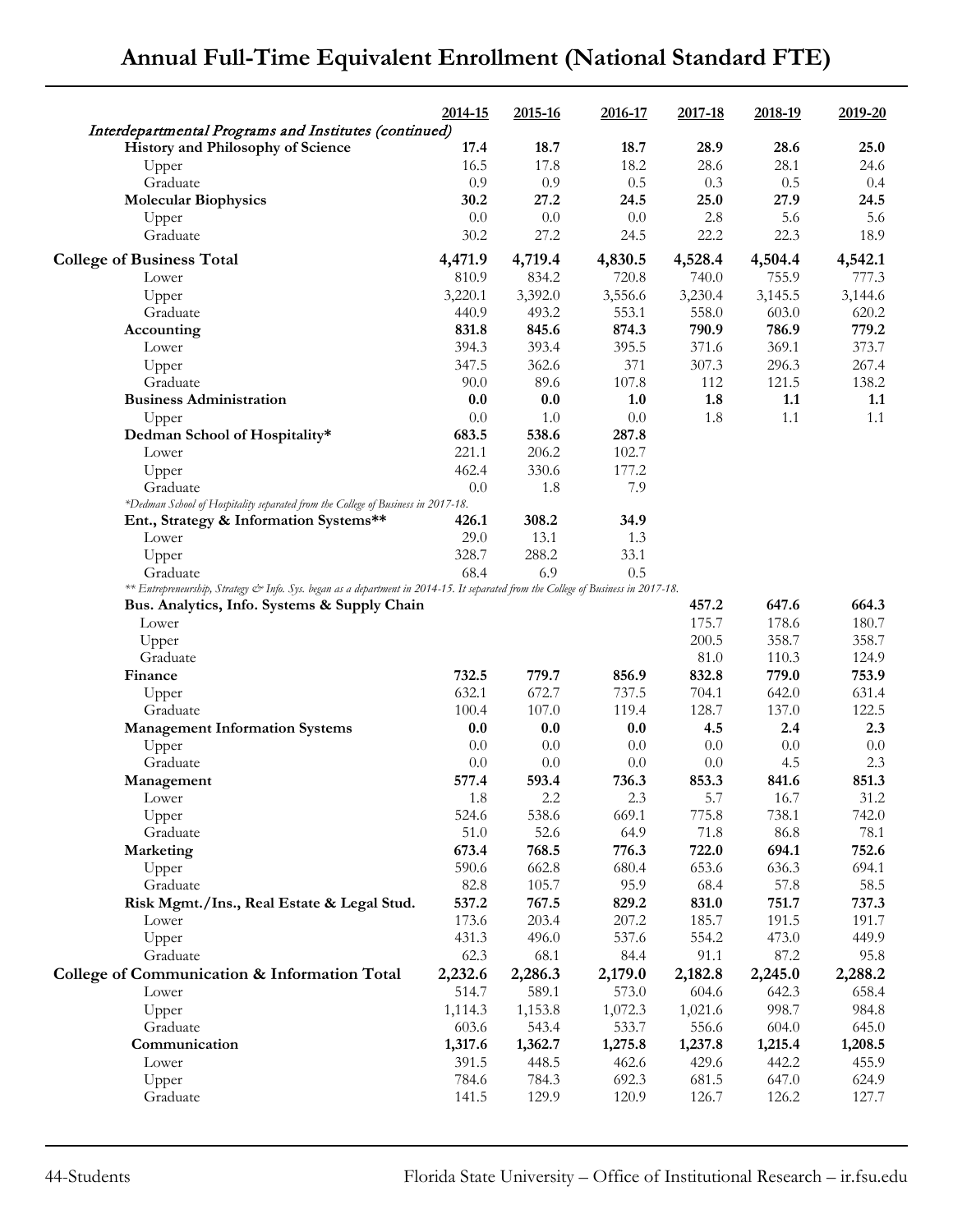# Annual Full-Time Equivalent Enrollment (National Standard FTE)

| | 2014-15 | 2015-16 | 2016-17 | 2017-18 | 2018-19 | 2019-20 |
|---|---|---|---|---|---|---|
| *Interdepartmental Programs and Institutes (continued)* | | | | | | |
| **History and Philosophy of Science** | **17.4** | **18.7** | **18.7** | **28.9** | **28.6** | **25.0** |
| Upper | 16.5 | 17.8 | 18.2 | 28.6 | 28.1 | 24.6 |
| Graduate | 0.9 | 0.9 | 0.5 | 0.3 | 0.5 | 0.4 |
| **Molecular Biophysics** | **30.2** | **27.2** | **24.5** | **25.0** | **27.9** | **24.5** |
| Upper | 0.0 | 0.0 | 0.0 | 2.8 | 5.6 | 5.6 |
| Graduate | 30.2 | 27.2 | 24.5 | 22.2 | 22.3 | 18.9 |
| **College of Business Total** | **4,471.9** | **4,719.4** | **4,830.5** | **4,528.4** | **4,504.4** | **4,542.1** |
| Lower | 810.9 | 834.2 | 720.8 | 740.0 | 755.9 | 777.3 |
| Upper | 3,220.1 | 3,392.0 | 3,556.6 | 3,230.4 | 3,145.5 | 3,144.6 |
| Graduate | 440.9 | 493.2 | 553.1 | 558.0 | 603.0 | 620.2 |
| **Accounting** | **831.8** | **845.6** | **874.3** | **790.9** | **786.9** | **779.2** |
| Lower | 394.3 | 393.4 | 395.5 | 371.6 | 369.1 | 373.7 |
| Upper | 347.5 | 362.6 | 371 | 307.3 | 296.3 | 267.4 |
| Graduate | 90.0 | 89.6 | 107.8 | 112 | 121.5 | 138.2 |
| **Business Administration** | **0.0** | **0.0** | **1.0** | **1.8** | **1.1** | **1.1** |
| Upper | 0.0 | 1.0 | 0.0 | 1.8 | 1.1 | 1.1 |
| **Dedman School of Hospitality*** | **683.5** | **538.6** | **287.8** | | | |
| Lower | 221.1 | 206.2 | 102.7 | | | |
| Upper | 462.4 | 330.6 | 177.2 | | | |
| Graduate | 0.0 | 1.8 | 7.9 | | | |
| *\*Dedman School of Hospitality separated from the College of Business in 2017-18.* | | | | | | |
| **Ent., Strategy & Information Systems**** | **426.1** | **308.2** | **34.9** | | | |
| Lower | 29.0 | 13.1 | 1.3 | | | |
| Upper | 328.7 | 288.2 | 33.1 | | | |
| Graduate | 68.4 | 6.9 | 0.5 | | | |
| *\*\* Entrepreneurship, Strategy & Info. Sys. began as a department in 2014-15. It separated from the College of Business in 2017-18.* | | | | | | |
| **Bus. Analytics, Info. Systems & Supply Chain** | | | | **457.2** | **647.6** | **664.3** |
| Lower | | | | 175.7 | 178.6 | 180.7 |
| Upper | | | | 200.5 | 358.7 | 358.7 |
| Graduate | | | | 81.0 | 110.3 | 124.9 |
| **Finance** | **732.5** | **779.7** | **856.9** | **832.8** | **779.0** | **753.9** |
| Upper | 632.1 | 672.7 | 737.5 | 704.1 | 642.0 | 631.4 |
| Graduate | 100.4 | 107.0 | 119.4 | 128.7 | 137.0 | 122.5 |
| **Management Information Systems** | **0.0** | **0.0** | **0.0** | **4.5** | **2.4** | **2.3** |
| Upper | 0.0 | 0.0 | 0.0 | 0.0 | 0.0 | 0.0 |
| Graduate | 0.0 | 0.0 | 0.0 | 0.0 | 4.5 | 2.3 |
| **Management** | **577.4** | **593.4** | **736.3** | **853.3** | **841.6** | **851.3** |
| Lower | 1.8 | 2.2 | 2.3 | 5.7 | 16.7 | 31.2 |
| Upper | 524.6 | 538.6 | 669.1 | 775.8 | 738.1 | 742.0 |
| Graduate | 51.0 | 52.6 | 64.9 | 71.8 | 86.8 | 78.1 |
| **Marketing** | **673.4** | **768.5** | **776.3** | **722.0** | **694.1** | **752.6** |
| Upper | 590.6 | 662.8 | 680.4 | 653.6 | 636.3 | 694.1 |
| Graduate | 82.8 | 105.7 | 95.9 | 68.4 | 57.8 | 58.5 |
| **Risk Mgmt./Ins., Real Estate & Legal Stud.** | **537.2** | **767.5** | **829.2** | **831.0** | **751.7** | **737.3** |
| Lower | 173.6 | 203.4 | 207.2 | 185.7 | 191.5 | 191.7 |
| Upper | 431.3 | 496.0 | 537.6 | 554.2 | 473.0 | 449.9 |
| Graduate | 62.3 | 68.1 | 84.4 | 91.1 | 87.2 | 95.8 |
| **College of Communication & Information Total** | **2,232.6** | **2,286.3** | **2,179.0** | **2,182.8** | **2,245.0** | **2,288.2** |
| Lower | 514.7 | 589.1 | 573.0 | 604.6 | 642.3 | 658.4 |
| Upper | 1,114.3 | 1,153.8 | 1,072.3 | 1,021.6 | 998.7 | 984.8 |
| Graduate | 603.6 | 543.4 | 533.7 | 556.6 | 604.0 | 645.0 |
| **Communication** | **1,317.6** | **1,362.7** | **1,275.8** | **1,237.8** | **1,215.4** | **1,208.5** |
| Lower | 391.5 | 448.5 | 462.6 | 429.6 | 442.2 | 455.9 |
| Upper | 784.6 | 784.3 | 692.3 | 681.5 | 647.0 | 624.9 |
| Graduate | 141.5 | 129.9 | 120.9 | 126.7 | 126.2 | 127.7 |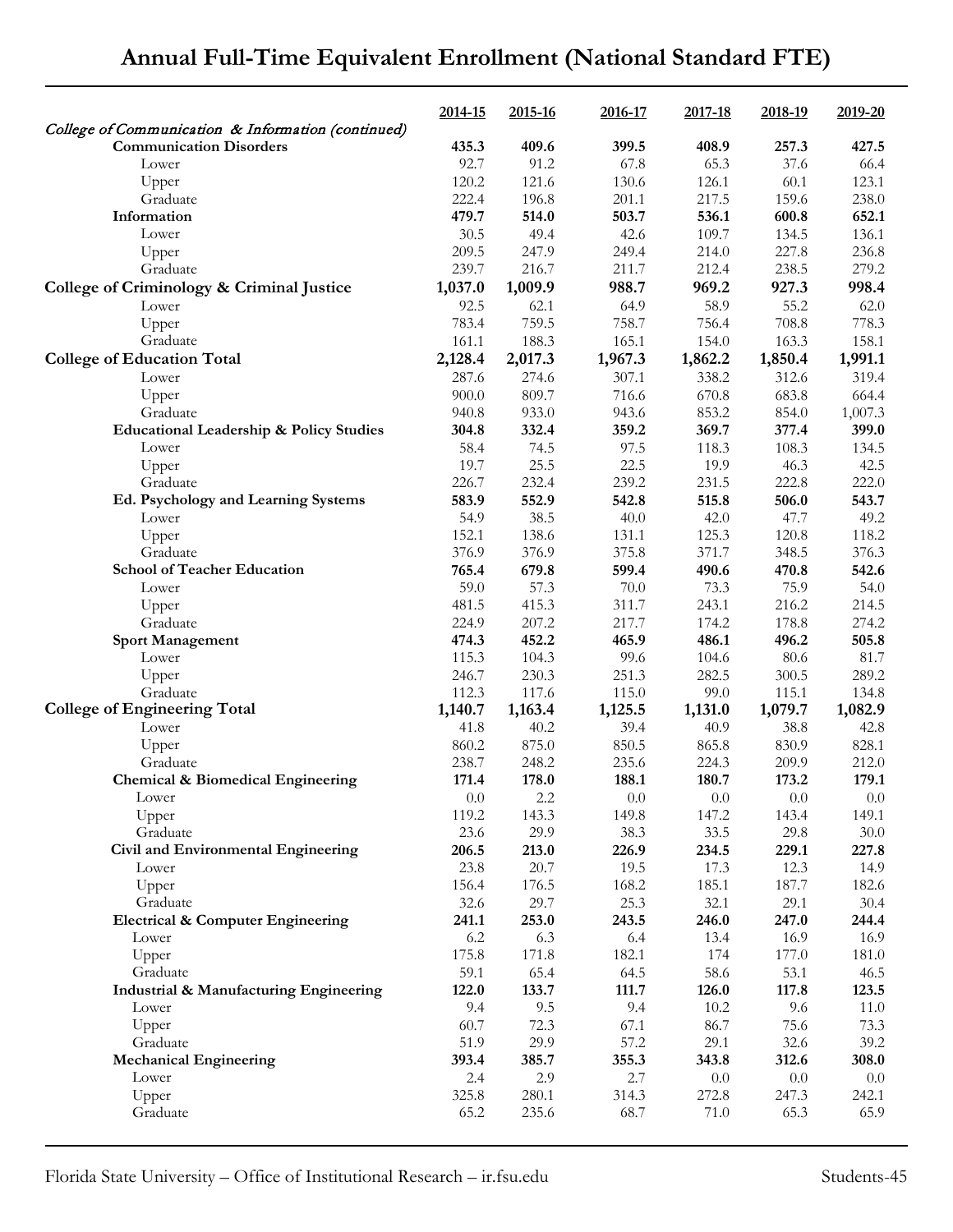# Annual Full-Time Equivalent Enrollment (National Standard FTE)

| | 2014-15 | 2015-16 | 2016-17 | 2017-18 | 2018-19 | 2019-20 |
|---|---|---|---|---|---|---|
| *College of Communication & Information (continued)* | | | | | | |
| **Communication Disorders** | **435.3** | **409.6** | **399.5** | **408.9** | **257.3** | **427.5** |
| Lower | 92.7 | 91.2 | 67.8 | 65.3 | 37.6 | 66.4 |
| Upper | 120.2 | 121.6 | 130.6 | 126.1 | 60.1 | 123.1 |
| Graduate | 222.4 | 196.8 | 201.1 | 217.5 | 159.6 | 238.0 |
| **Information** | **479.7** | **514.0** | **503.7** | **536.1** | **600.8** | **652.1** |
| Lower | 30.5 | 49.4 | 42.6 | 109.7 | 134.5 | 136.1 |
| Upper | 209.5 | 247.9 | 249.4 | 214.0 | 227.8 | 236.8 |
| Graduate | 239.7 | 216.7 | 211.7 | 212.4 | 238.5 | 279.2 |
| **College of Criminology & Criminal Justice** | **1,037.0** | **1,009.9** | **988.7** | **969.2** | **927.3** | **998.4** |
| Lower | 92.5 | 62.1 | 64.9 | 58.9 | 55.2 | 62.0 |
| Upper | 783.4 | 759.5 | 758.7 | 756.4 | 708.8 | 778.3 |
| Graduate | 161.1 | 188.3 | 165.1 | 154.0 | 163.3 | 158.1 |
| **College of Education Total** | **2,128.4** | **2,017.3** | **1,967.3** | **1,862.2** | **1,850.4** | **1,991.1** |
| Lower | 287.6 | 274.6 | 307.1 | 338.2 | 312.6 | 319.4 |
| Upper | 900.0 | 809.7 | 716.6 | 670.8 | 683.8 | 664.4 |
| Graduate | 940.8 | 933.0 | 943.6 | 853.2 | 854.0 | 1,007.3 |
| **Educational Leadership & Policy Studies** | **304.8** | **332.4** | **359.2** | **369.7** | **377.4** | **399.0** |
| Lower | 58.4 | 74.5 | 97.5 | 118.3 | 108.3 | 134.5 |
| Upper | 19.7 | 25.5 | 22.5 | 19.9 | 46.3 | 42.5 |
| Graduate | 226.7 | 232.4 | 239.2 | 231.5 | 222.8 | 222.0 |
| **Ed. Psychology and Learning Systems** | **583.9** | **552.9** | **542.8** | **515.8** | **506.0** | **543.7** |
| Lower | 54.9 | 38.5 | 40.0 | 42.0 | 47.7 | 49.2 |
| Upper | 152.1 | 138.6 | 131.1 | 125.3 | 120.8 | 118.2 |
| Graduate | 376.9 | 376.9 | 375.8 | 371.7 | 348.5 | 376.3 |
| **School of Teacher Education** | **765.4** | **679.8** | **599.4** | **490.6** | **470.8** | **542.6** |
| Lower | 59.0 | 57.3 | 70.0 | 73.3 | 75.9 | 54.0 |
| Upper | 481.5 | 415.3 | 311.7 | 243.1 | 216.2 | 214.5 |
| Graduate | 224.9 | 207.2 | 217.7 | 174.2 | 178.8 | 274.2 |
| **Sport Management** | **474.3** | **452.2** | **465.9** | **486.1** | **496.2** | **505.8** |
| Lower | 115.3 | 104.3 | 99.6 | 104.6 | 80.6 | 81.7 |
| Upper | 246.7 | 230.3 | 251.3 | 282.5 | 300.5 | 289.2 |
| Graduate | 112.3 | 117.6 | 115.0 | 99.0 | 115.1 | 134.8 |
| **College of Engineering Total** | **1,140.7** | **1,163.4** | **1,125.5** | **1,131.0** | **1,079.7** | **1,082.9** |
| Lower | 41.8 | 40.2 | 39.4 | 40.9 | 38.8 | 42.8 |
| Upper | 860.2 | 875.0 | 850.5 | 865.8 | 830.9 | 828.1 |
| Graduate | 238.7 | 248.2 | 235.6 | 224.3 | 209.9 | 212.0 |
| **Chemical & Biomedical Engineering** | **171.4** | **178.0** | **188.1** | **180.7** | **173.2** | **179.1** |
| Lower | 0.0 | 2.2 | 0.0 | 0.0 | 0.0 | 0.0 |
| Upper | 119.2 | 143.3 | 149.8 | 147.2 | 143.4 | 149.1 |
| Graduate | 23.6 | 29.9 | 38.3 | 33.5 | 29.8 | 30.0 |
| **Civil and Environmental Engineering** | **206.5** | **213.0** | **226.9** | **234.5** | **229.1** | **227.8** |
| Lower | 23.8 | 20.7 | 19.5 | 17.3 | 12.3 | 14.9 |
| Upper | 156.4 | 176.5 | 168.2 | 185.1 | 187.7 | 182.6 |
| Graduate | 32.6 | 29.7 | 25.3 | 32.1 | 29.1 | 30.4 |
| **Electrical & Computer Engineering** | **241.1** | **253.0** | **243.5** | **246.0** | **247.0** | **244.4** |
| Lower | 6.2 | 6.3 | 6.4 | 13.4 | 16.9 | 16.9 |
| Upper | 175.8 | 171.8 | 182.1 | 174 | 177.0 | 181.0 |
| Graduate | 59.1 | 65.4 | 64.5 | 58.6 | 53.1 | 46.5 |
| **Industrial & Manufacturing Engineering** | **122.0** | **133.7** | **111.7** | **126.0** | **117.8** | **123.5** |
| Lower | 9.4 | 9.5 | 9.4 | 10.2 | 9.6 | 11.0 |
| Upper | 60.7 | 72.3 | 67.1 | 86.7 | 75.6 | 73.3 |
| Graduate | 51.9 | 29.9 | 57.2 | 29.1 | 32.6 | 39.2 |
| **Mechanical Engineering** | **393.4** | **385.7** | **355.3** | **343.8** | **312.6** | **308.0** |
| Lower | 2.4 | 2.9 | 2.7 | 0.0 | 0.0 | 0.0 |
| Upper | 325.8 | 280.1 | 314.3 | 272.8 | 247.3 | 242.1 |
| Graduate | 65.2 | 235.6 | 68.7 | 71.0 | 65.3 | 65.9 |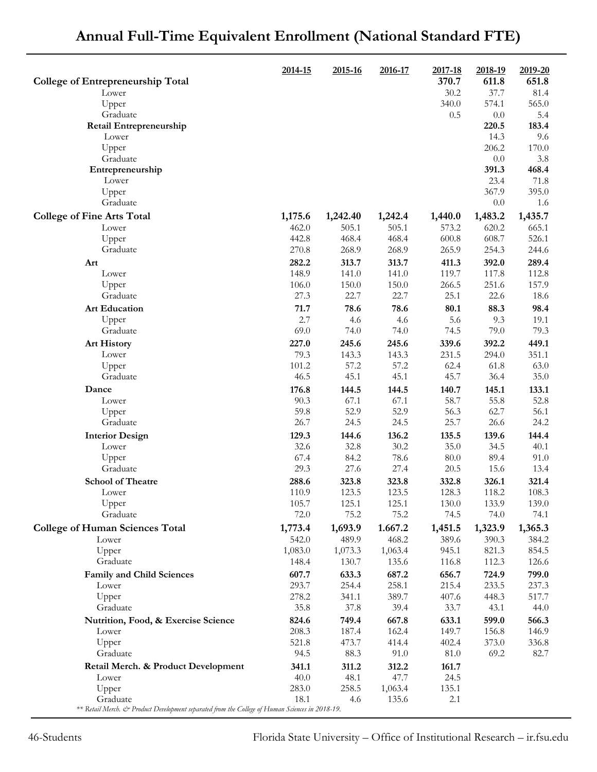# Annual Full-Time Equivalent Enrollment (National Standard FTE)

| | 2014-15 | 2015-16 | 2016-17 | 2017-18 | 2018-19 | 2019-20 |
|---|---|---|---|---|---|---|
| **College of Entrepreneurship Total** | | | | **370.7** | **611.8** | **651.8** |
| Lower | | | | 30.2 | 37.7 | 81.4 |
| Upper | | | | 340.0 | 574.1 | 565.0 |
| Graduate | | | | 0.5 | 0.0 | 5.4 |
| **Retail Entrepreneurship** | | | | | **220.5** | **183.4** |
| Lower | | | | | 14.3 | 9.6 |
| Upper | | | | | 206.2 | 170.0 |
| Graduate | | | | | 0.0 | 3.8 |
| **Entrepreneurship** | | | | | **391.3** | **468.4** |
| Lower | | | | | 23.4 | 71.8 |
| Upper | | | | | 367.9 | 395.0 |
| Graduate | | | | | 0.0 | 1.6 |
| **College of Fine Arts Total** | **1,175.6** | **1,242.40** | **1,242.4** | **1,440.0** | **1,483.2** | **1,435.7** |
| Lower | 462.0 | 505.1 | 505.1 | 573.2 | 620.2 | 665.1 |
| Upper | 442.8 | 468.4 | 468.4 | 600.8 | 608.7 | 526.1 |
| Graduate | 270.8 | 268.9 | 268.9 | 265.9 | 254.3 | 244.6 |
| **Art** | **282.2** | **313.7** | **313.7** | **411.3** | **392.0** | **289.4** |
| Lower | 148.9 | 141.0 | 141.0 | 119.7 | 117.8 | 112.8 |
| Upper | 106.0 | 150.0 | 150.0 | 266.5 | 251.6 | 157.9 |
| Graduate | 27.3 | 22.7 | 22.7 | 25.1 | 22.6 | 18.6 |
| **Art Education** | **71.7** | **78.6** | **78.6** | **80.1** | **88.3** | **98.4** |
| Upper | 2.7 | 4.6 | 4.6 | 5.6 | 9.3 | 19.1 |
| Graduate | 69.0 | 74.0 | 74.0 | 74.5 | 79.0 | 79.3 |
| **Art History** | **227.0** | **245.6** | **245.6** | **339.6** | **392.2** | **449.1** |
| Lower | 79.3 | 143.3 | 143.3 | 231.5 | 294.0 | 351.1 |
| Upper | 101.2 | 57.2 | 57.2 | 62.4 | 61.8 | 63.0 |
| Graduate | 46.5 | 45.1 | 45.1 | 45.7 | 36.4 | 35.0 |
| **Dance** | **176.8** | **144.5** | **144.5** | **140.7** | **145.1** | **133.1** |
| Lower | 90.3 | 67.1 | 67.1 | 58.7 | 55.8 | 52.8 |
| Upper | 59.8 | 52.9 | 52.9 | 56.3 | 62.7 | 56.1 |
| Graduate | 26.7 | 24.5 | 24.5 | 25.7 | 26.6 | 24.2 |
| **Interior Design** | **129.3** | **144.6** | **136.2** | **135.5** | **139.6** | **144.4** |
| Lower | 32.6 | 32.8 | 30.2 | 35.0 | 34.5 | 40.1 |
| Upper | 67.4 | 84.2 | 78.6 | 80.0 | 89.4 | 91.0 |
| Graduate | 29.3 | 27.6 | 27.4 | 20.5 | 15.6 | 13.4 |
| **School of Theatre** | **288.6** | **323.8** | **323.8** | **332.8** | **326.1** | **321.4** |
| Lower | 110.9 | 123.5 | 123.5 | 128.3 | 118.2 | 108.3 |
| Upper | 105.7 | 125.1 | 125.1 | 130.0 | 133.9 | 139.0 |
| Graduate | 72.0 | 75.2 | 75.2 | 74.5 | 74.0 | 74.1 |
| **College of Human Sciences Total** | **1,773.4** | **1,693.9** | **1.667.2** | **1,451.5** | **1,323.9** | **1,365.3** |
| Lower | 542.0 | 489.9 | 468.2 | 389.6 | 390.3 | 384.2 |
| Upper | 1,083.0 | 1,073.3 | 1,063.4 | 945.1 | 821.3 | 854.5 |
| Graduate | 148.4 | 130.7 | 135.6 | 116.8 | 112.3 | 126.6 |
| **Family and Child Sciences** | **607.7** | **633.3** | **687.2** | **656.7** | **724.9** | **799.0** |
| Lower | 293.7 | 254.4 | 258.1 | 215.4 | 233.5 | 237.3 |
| Upper | 278.2 | 341.1 | 389.7 | 407.6 | 448.3 | 517.7 |
| Graduate | 35.8 | 37.8 | 39.4 | 33.7 | 43.1 | 44.0 |
| **Nutrition, Food, & Exercise Science** | **824.6** | **749.4** | **667.8** | **633.1** | **599.0** | **566.3** |
| Lower | 208.3 | 187.4 | 162.4 | 149.7 | 156.8 | 146.9 |
| Upper | 521.8 | 473.7 | 414.4 | 402.4 | 373.0 | 336.8 |
| Graduate | 94.5 | 88.3 | 91.0 | 81.0 | 69.2 | 82.7 |
| **Retail Merch. & Product Development** | **341.1** | **311.2** | **312.2** | **161.7** | | |
| Lower | 40.0 | 48.1 | 47.7 | 24.5 | | |
| Upper | 283.0 | 258.5 | 1,063.4 | 135.1 | | |
| Graduate | 18.1 | 4.6 | 135.6 | 2.1 | | |

*** Retail Merch. & Product Development separated from the College of Human Sciences in 2018-19.*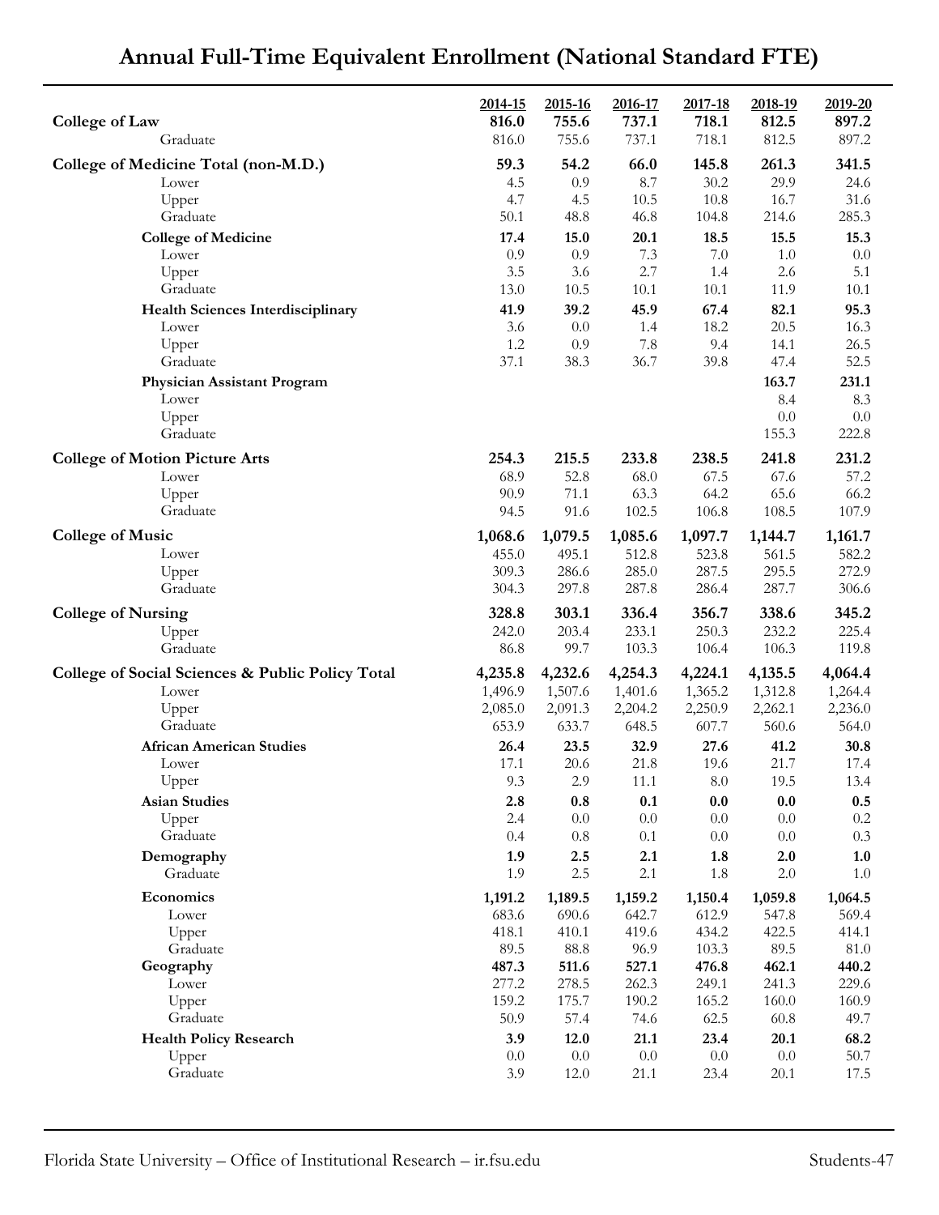# Annual Full-Time Equivalent Enrollment (National Standard FTE)

| | 2014-15 | 2015-16 | 2016-17 | 2017-18 | 2018-19 | 2019-20 |
|---|---|---|---|---|---|---|
| **College of Law** | **816.0** | **755.6** | **737.1** | **718.1** | **812.5** | **897.2** |
| Graduate | 816.0 | 755.6 | 737.1 | 718.1 | 812.5 | 897.2 |
| **College of Medicine Total (non-M.D.)** | **59.3** | **54.2** | **66.0** | **145.8** | **261.3** | **341.5** |
| Lower | 4.5 | 0.9 | 8.7 | 30.2 | 29.9 | 24.6 |
| Upper | 4.7 | 4.5 | 10.5 | 10.8 | 16.7 | 31.6 |
| Graduate | 50.1 | 48.8 | 46.8 | 104.8 | 214.6 | 285.3 |
| **College of Medicine** | **17.4** | **15.0** | **20.1** | **18.5** | **15.5** | **15.3** |
| Lower | 0.9 | 0.9 | 7.3 | 7.0 | 1.0 | 0.0 |
| Upper | 3.5 | 3.6 | 2.7 | 1.4 | 2.6 | 5.1 |
| Graduate | 13.0 | 10.5 | 10.1 | 10.1 | 11.9 | 10.1 |
| **Health Sciences Interdisciplinary** | **41.9** | **39.2** | **45.9** | **67.4** | **82.1** | **95.3** |
| Lower | 3.6 | 0.0 | 1.4 | 18.2 | 20.5 | 16.3 |
| Upper | 1.2 | 0.9 | 7.8 | 9.4 | 14.1 | 26.5 |
| Graduate | 37.1 | 38.3 | 36.7 | 39.8 | 47.4 | 52.5 |
| **Physician Assistant Program** | | | | | **163.7** | **231.1** |
| Lower | | | | | 8.4 | 8.3 |
| Upper | | | | | 0.0 | 0.0 |
| Graduate | | | | | 155.3 | 222.8 |
| **College of Motion Picture Arts** | **254.3** | **215.5** | **233.8** | **238.5** | **241.8** | **231.2** |
| Lower | 68.9 | 52.8 | 68.0 | 67.5 | 67.6 | 57.2 |
| Upper | 90.9 | 71.1 | 63.3 | 64.2 | 65.6 | 66.2 |
| Graduate | 94.5 | 91.6 | 102.5 | 106.8 | 108.5 | 107.9 |
| **College of Music** | **1,068.6** | **1,079.5** | **1,085.6** | **1,097.7** | **1,144.7** | **1,161.7** |
| Lower | 455.0 | 495.1 | 512.8 | 523.8 | 561.5 | 582.2 |
| Upper | 309.3 | 286.6 | 285.0 | 287.5 | 295.5 | 272.9 |
| Graduate | 304.3 | 297.8 | 287.8 | 286.4 | 287.7 | 306.6 |
| **College of Nursing** | **328.8** | **303.1** | **336.4** | **356.7** | **338.6** | **345.2** |
| Upper | 242.0 | 203.4 | 233.1 | 250.3 | 232.2 | 225.4 |
| Graduate | 86.8 | 99.7 | 103.3 | 106.4 | 106.3 | 119.8 |
| **College of Social Sciences & Public Policy Total** | **4,235.8** | **4,232.6** | **4,254.3** | **4,224.1** | **4,135.5** | **4,064.4** |
| Lower | 1,496.9 | 1,507.6 | 1,401.6 | 1,365.2 | 1,312.8 | 1,264.4 |
| Upper | 2,085.0 | 2,091.3 | 2,204.2 | 2,250.9 | 2,262.1 | 2,236.0 |
| Graduate | 653.9 | 633.7 | 648.5 | 607.7 | 560.6 | 564.0 |
| **African American Studies** | **26.4** | **23.5** | **32.9** | **27.6** | **41.2** | **30.8** |
| Lower | 17.1 | 20.6 | 21.8 | 19.6 | 21.7 | 17.4 |
| Upper | 9.3 | 2.9 | 11.1 | 8.0 | 19.5 | 13.4 |
| **Asian Studies** | **2.8** | **0.8** | **0.1** | **0.0** | **0.0** | **0.5** |
| Upper | 2.4 | 0.0 | 0.0 | 0.0 | 0.0 | 0.2 |
| Graduate | 0.4 | 0.8 | 0.1 | 0.0 | 0.0 | 0.3 |
| **Demography** | **1.9** | **2.5** | **2.1** | **1.8** | **2.0** | **1.0** |
| Graduate | 1.9 | 2.5 | 2.1 | 1.8 | 2.0 | 1.0 |
| **Economics** | **1,191.2** | **1,189.5** | **1,159.2** | **1,150.4** | **1,059.8** | **1,064.5** |
| Lower | 683.6 | 690.6 | 642.7 | 612.9 | 547.8 | 569.4 |
| Upper | 418.1 | 410.1 | 419.6 | 434.2 | 422.5 | 414.1 |
| Graduate | 89.5 | 88.8 | 96.9 | 103.3 | 89.5 | 81.0 |
| **Geography** | **487.3** | **511.6** | **527.1** | **476.8** | **462.1** | **440.2** |
| Lower | 277.2 | 278.5 | 262.3 | 249.1 | 241.3 | 229.6 |
| Upper | 159.2 | 175.7 | 190.2 | 165.2 | 160.0 | 160.9 |
| Graduate | 50.9 | 57.4 | 74.6 | 62.5 | 60.8 | 49.7 |
| **Health Policy Research** | **3.9** | **12.0** | **21.1** | **23.4** | **20.1** | **68.2** |
| Upper | 0.0 | 0.0 | 0.0 | 0.0 | 0.0 | 50.7 |
| Graduate | 3.9 | 12.0 | 21.1 | 23.4 | 20.1 | 17.5 |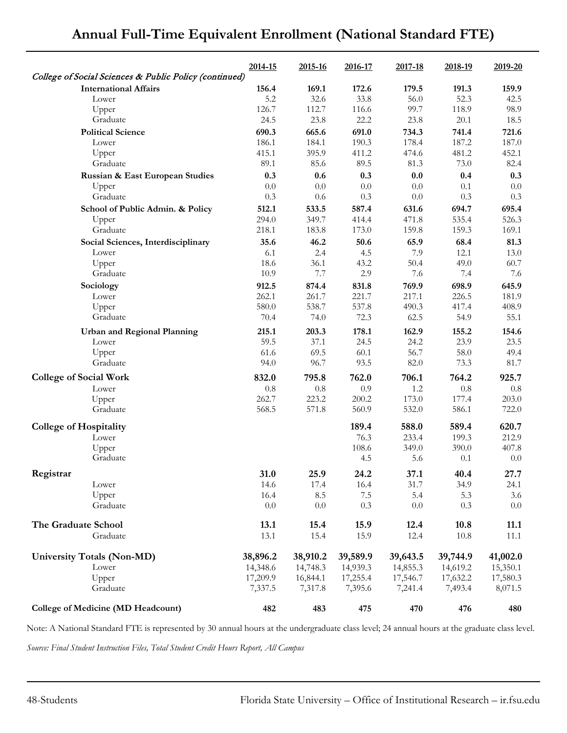# Annual Full-Time Equivalent Enrollment (National Standard FTE)

| | 2014-15 | 2015-16 | 2016-17 | 2017-18 | 2018-19 | 2019-20 |
|---|---|---|---|---|---|---|
| *College of Social Sciences & Public Policy (continued)* | | | | | | |
| **International Affairs** | **156.4** | **169.1** | **172.6** | **179.5** | **191.3** | **159.9** |
| Lower | 5.2 | 32.6 | 33.8 | 56.0 | 52.3 | 42.5 |
| Upper | 126.7 | 112.7 | 116.6 | 99.7 | 118.9 | 98.9 |
| Graduate | 24.5 | 23.8 | 22.2 | 23.8 | 20.1 | 18.5 |
| **Political Science** | **690.3** | **665.6** | **691.0** | **734.3** | **741.4** | **721.6** |
| Lower | 186.1 | 184.1 | 190.3 | 178.4 | 187.2 | 187.0 |
| Upper | 415.1 | 395.9 | 411.2 | 474.6 | 481.2 | 452.1 |
| Graduate | 89.1 | 85.6 | 89.5 | 81.3 | 73.0 | 82.4 |
| **Russian & East European Studies** | **0.3** | **0.6** | **0.3** | **0.0** | **0.4** | **0.3** |
| Upper | 0.0 | 0.0 | 0.0 | 0.0 | 0.1 | 0.0 |
| Graduate | 0.3 | 0.6 | 0.3 | 0.0 | 0.3 | 0.3 |
| **School of Public Admin. & Policy** | **512.1** | **533.5** | **587.4** | **631.6** | **694.7** | **695.4** |
| Upper | 294.0 | 349.7 | 414.4 | 471.8 | 535.4 | 526.3 |
| Graduate | 218.1 | 183.8 | 173.0 | 159.8 | 159.3 | 169.1 |
| **Social Sciences, Interdisciplinary** | **35.6** | **46.2** | **50.6** | **65.9** | **68.4** | **81.3** |
| Lower | 6.1 | 2.4 | 4.5 | 7.9 | 12.1 | 13.0 |
| Upper | 18.6 | 36.1 | 43.2 | 50.4 | 49.0 | 60.7 |
| Graduate | 10.9 | 7.7 | 2.9 | 7.6 | 7.4 | 7.6 |
| **Sociology** | **912.5** | **874.4** | **831.8** | **769.9** | **698.9** | **645.9** |
| Lower | 262.1 | 261.7 | 221.7 | 217.1 | 226.5 | 181.9 |
| Upper | 580.0 | 538.7 | 537.8 | 490.3 | 417.4 | 408.9 |
| Graduate | 70.4 | 74.0 | 72.3 | 62.5 | 54.9 | 55.1 |
| **Urban and Regional Planning** | **215.1** | **203.3** | **178.1** | **162.9** | **155.2** | **154.6** |
| Lower | 59.5 | 37.1 | 24.5 | 24.2 | 23.9 | 23.5 |
| Upper | 61.6 | 69.5 | 60.1 | 56.7 | 58.0 | 49.4 |
| Graduate | 94.0 | 96.7 | 93.5 | 82.0 | 73.3 | 81.7 |
| **College of Social Work** | **832.0** | **795.8** | **762.0** | **706.1** | **764.2** | **925.7** |
| Lower | 0.8 | 0.8 | 0.9 | 1.2 | 0.8 | 0.8 |
| Upper | 262.7 | 223.2 | 200.2 | 173.0 | 177.4 | 203.0 |
| Graduate | 568.5 | 571.8 | 560.9 | 532.0 | 586.1 | 722.0 |
| **College of Hospitality** | | | **189.4** | **588.0** | **589.4** | **620.7** |
| Lower | | | 76.3 | 233.4 | 199.3 | 212.9 |
| Upper | | | 108.6 | 349.0 | 390.0 | 407.8 |
| Graduate | | | 4.5 | 5.6 | 0.1 | 0.0 |
| **Registrar** | **31.0** | **25.9** | **24.2** | **37.1** | **40.4** | **27.7** |
| Lower | 14.6 | 17.4 | 16.4 | 31.7 | 34.9 | 24.1 |
| Upper | 16.4 | 8.5 | 7.5 | 5.4 | 5.3 | 3.6 |
| Graduate | 0.0 | 0.0 | 0.3 | 0.0 | 0.3 | 0.0 |
| **The Graduate School** | **13.1** | **15.4** | **15.9** | **12.4** | **10.8** | **11.1** |
| Graduate | 13.1 | 15.4 | 15.9 | 12.4 | 10.8 | 11.1 |
| **University Totals (Non-MD)** | **38,896.2** | **38,910.2** | **39,589.9** | **39,643.5** | **39,744.9** | **41,002.0** |
| Lower | 14,348.6 | 14,748.3 | 14,939.3 | 14,855.3 | 14,619.2 | 15,350.1 |
| Upper | 17,209.9 | 16,844.1 | 17,255.4 | 17,546.7 | 17,632.2 | 17,580.3 |
| Graduate | 7,337.5 | 7,317.8 | 7,395.6 | 7,241.4 | 7,493.4 | 8,071.5 |
| **College of Medicine (MD Headcount)** | **482** | **483** | **475** | **470** | **476** | **480** |

Note: A National Standard FTE is represented by 30 annual hours at the undergraduate class level; 24 annual hours at the graduate class level.

*Source: Final Student Instruction Files, Total Student Credit Hours Report, All Campus*